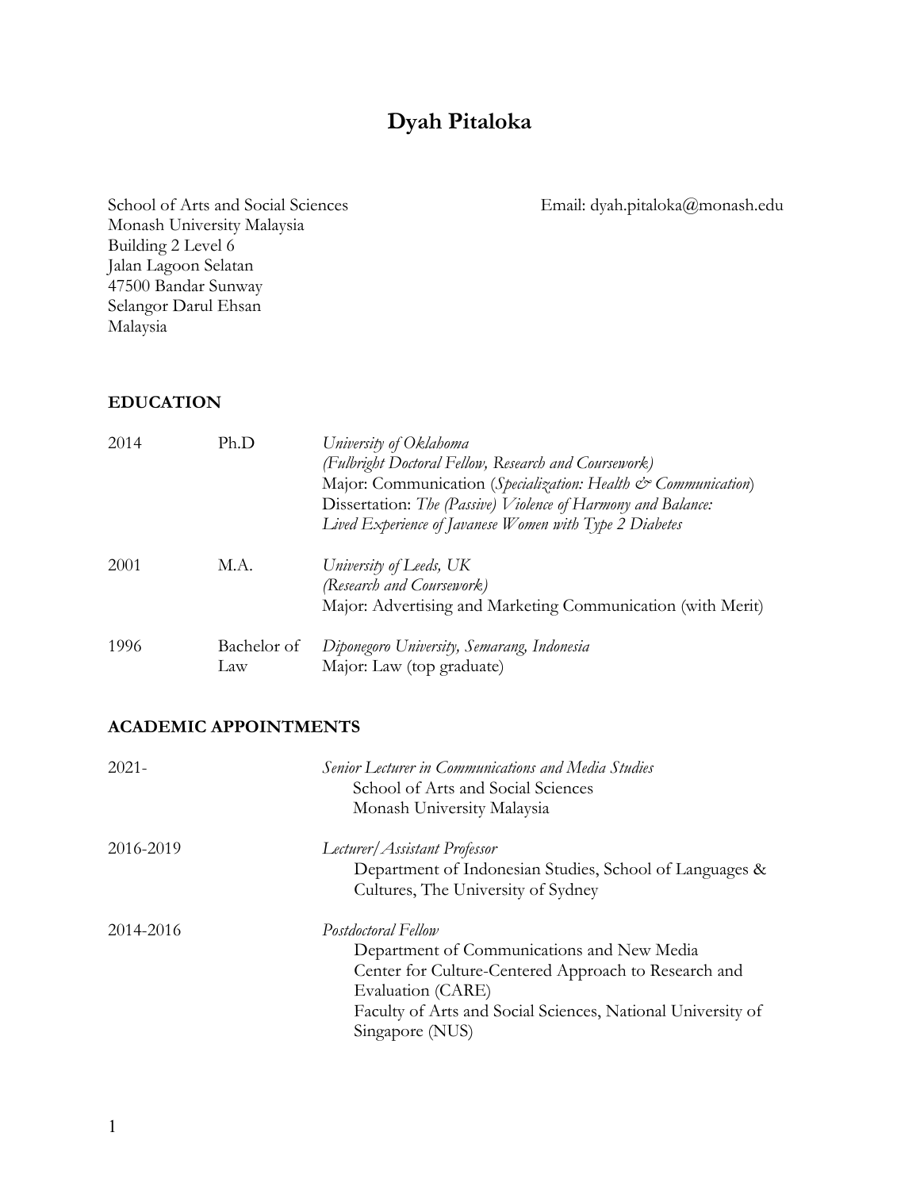# Dyah Pitaloka

School of Arts and Social Sciences
Monash University Malaysia
Building 2 Level 6
Jalan Lagoon Selatan
47500 Bandar Sunway
Selangor Darul Ehsan
Malaysia

Email: dyah.pitaloka@monash.edu

## EDUCATION

| | | |
|---|---|---|
| 2014 | Ph.D | *University of Oklahoma*<br>*(Fulbright Doctoral Fellow, Research and Coursework)*<br>Major: Communication (*Specialization: Health & Communication*)<br>Dissertation: *The (Passive) Violence of Harmony and Balance: Lived Experience of Javanese Women with Type 2 Diabetes* |
| 2001 | M.A. | *University of Leeds, UK*<br>*(Research and Coursework)*<br>Major: Advertising and Marketing Communication (with Merit) |
| 1996 | Bachelor of Law | *Diponegoro University, Semarang, Indonesia*<br>Major: Law (top graduate) |

## ACADEMIC APPOINTMENTS

| | |
|---|---|
| 2021- | *Senior Lecturer in Communications and Media Studies*<br>School of Arts and Social Sciences<br>Monash University Malaysia |
| 2016-2019 | *Lecturer/Assistant Professor*<br>Department of Indonesian Studies, School of Languages & Cultures, The University of Sydney |
| 2014-2016 | *Postdoctoral Fellow*<br>Department of Communications and New Media<br>Center for Culture-Centered Approach to Research and Evaluation (CARE)<br>Faculty of Arts and Social Sciences, National University of Singapore (NUS) |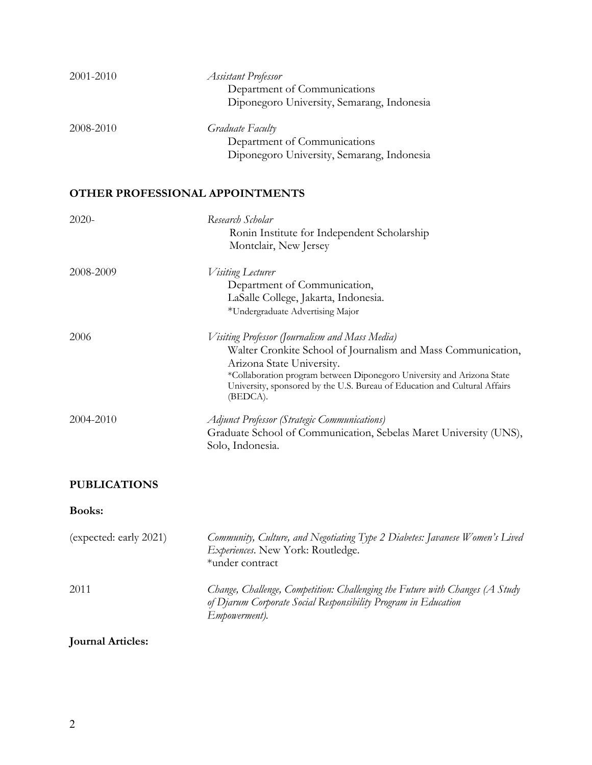2001-2010 *Assistant Professor*
Department of Communications
Diponegoro University, Semarang, Indonesia

2008-2010 *Graduate Faculty*
Department of Communications
Diponegoro University, Semarang, Indonesia

## OTHER PROFESSIONAL APPOINTMENTS

2020- *Research Scholar*
Ronin Institute for Independent Scholarship
Montclair, New Jersey

2008-2009 *Visiting Lecturer*
Department of Communication,
LaSalle College, Jakarta, Indonesia.
*Undergraduate Advertising Major

2006 *Visiting Professor (Journalism and Mass Media)*
Walter Cronkite School of Journalism and Mass Communication,
Arizona State University.
*Collaboration program between Diponegoro University and Arizona State University, sponsored by the U.S. Bureau of Education and Cultural Affairs (BEDCA).

2004-2010 *Adjunct Professor (Strategic Communications)*
Graduate School of Communication, Sebelas Maret University (UNS), Solo, Indonesia.

## PUBLICATIONS

### Books:

(expected: early 2021) *Community, Culture, and Negotiating Type 2 Diabetes: Javanese Women's Lived Experiences*. New York: Routledge.
*under contract

2011 *Change, Challenge, Competition: Challenging the Future with Changes (A Study of Djarum Corporate Social Responsibility Program in Education Empowerment).*

### Journal Articles: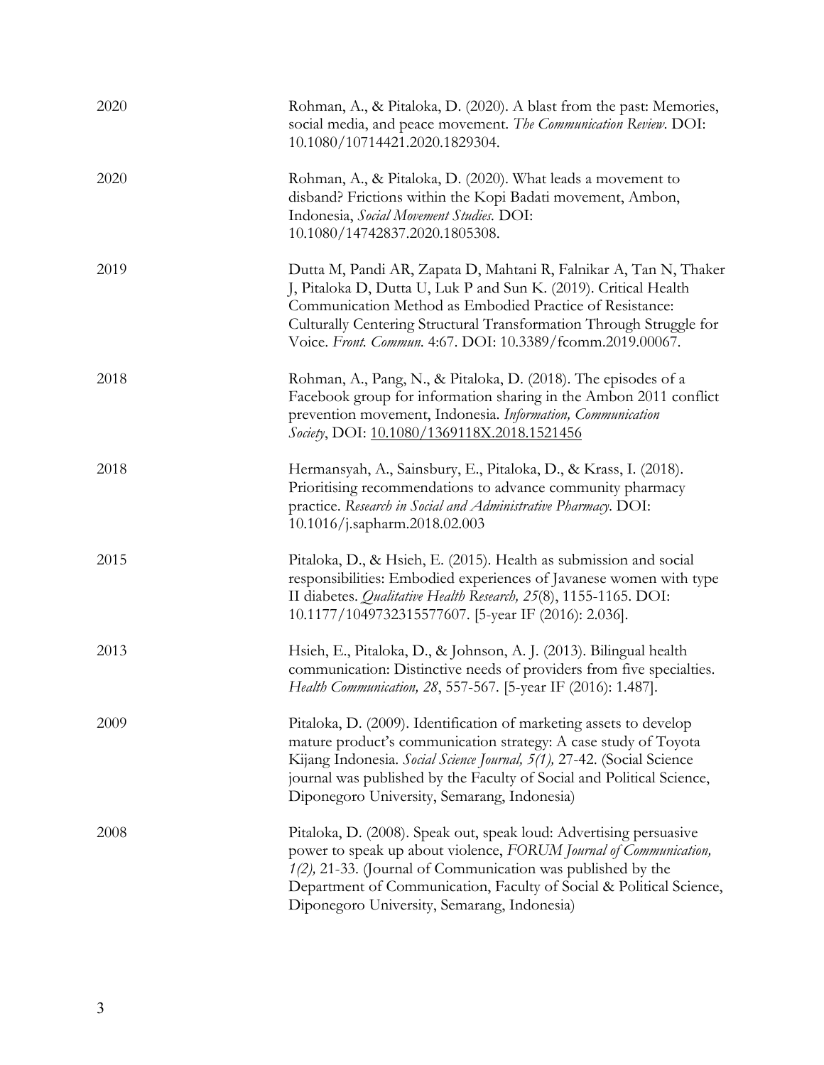| | |
|---|---|
| 2020 | Rohman, A., & Pitaloka, D. (2020). A blast from the past: Memories, social media, and peace movement. *The Communication Review*. DOI: 10.1080/10714421.2020.1829304. |
| 2020 | Rohman, A., & Pitaloka, D. (2020). What leads a movement to disband? Frictions within the Kopi Badati movement, Ambon, Indonesia, *Social Movement Studies*. DOI: 10.1080/14742837.2020.1805308. |
| 2019 | Dutta M, Pandi AR, Zapata D, Mahtani R, Falnikar A, Tan N, Thaker J, Pitaloka D, Dutta U, Luk P and Sun K. (2019). Critical Health Communication Method as Embodied Practice of Resistance: Culturally Centering Structural Transformation Through Struggle for Voice. *Front. Commun.* 4:67. DOI: 10.3389/fcomm.2019.00067. |
| 2018 | Rohman, A., Pang, N., & Pitaloka, D. (2018). The episodes of a Facebook group for information sharing in the Ambon 2011 conflict prevention movement, Indonesia. *Information, Communication Society*, DOI: 10.1080/1369118X.2018.1521456 |
| 2018 | Hermansyah, A., Sainsbury, E., Pitaloka, D., & Krass, I. (2018). Prioritising recommendations to advance community pharmacy practice. *Research in Social and Administrative Pharmacy*. DOI: 10.1016/j.sapharm.2018.02.003 |
| 2015 | Pitaloka, D., & Hsieh, E. (2015). Health as submission and social responsibilities: Embodied experiences of Javanese women with type II diabetes. *Qualitative Health Research, 25*(8), 1155-1165. DOI: 10.1177/1049732315577607. [5-year IF (2016): 2.036]. |
| 2013 | Hsieh, E., Pitaloka, D., & Johnson, A. J. (2013). Bilingual health communication: Distinctive needs of providers from five specialties. *Health Communication, 28*, 557-567. [5-year IF (2016): 1.487]. |
| 2009 | Pitaloka, D. (2009). Identification of marketing assets to develop mature product's communication strategy: A case study of Toyota Kijang Indonesia. *Social Science Journal, 5(1),* 27-42. (Social Science journal was published by the Faculty of Social and Political Science, Diponegoro University, Semarang, Indonesia) |
| 2008 | Pitaloka, D. (2008). Speak out, speak loud: Advertising persuasive power to speak up about violence, *FORUM Journal of Communication, 1(2),* 21-33. (Journal of Communication was published by the Department of Communication, Faculty of Social & Political Science, Diponegoro University, Semarang, Indonesia) |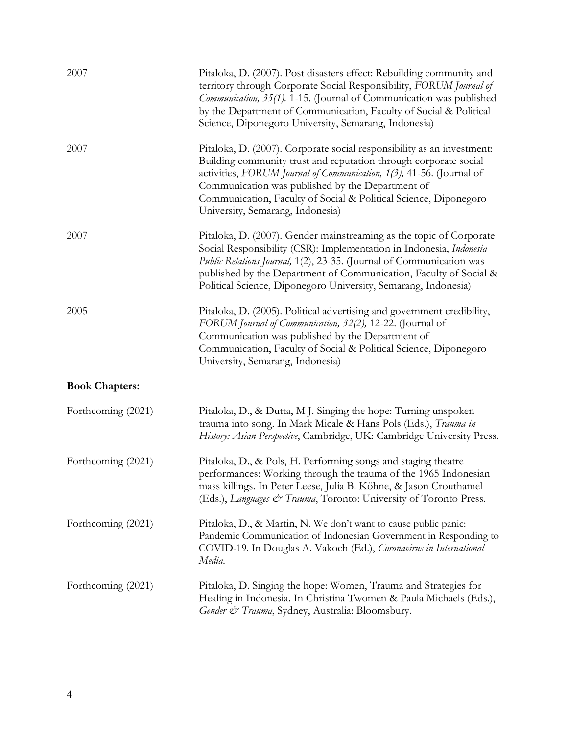2007 Pitaloka, D. (2007). Post disasters effect: Rebuilding community and territory through Corporate Social Responsibility, *FORUM Journal of Communication, 35(1).* 1-15. (Journal of Communication was published by the Department of Communication, Faculty of Social & Political Science, Diponegoro University, Semarang, Indonesia)

2007 Pitaloka, D. (2007). Corporate social responsibility as an investment: Building community trust and reputation through corporate social activities, *FORUM Journal of Communication, 1(3),* 41-56. (Journal of Communication was published by the Department of Communication, Faculty of Social & Political Science, Diponegoro University, Semarang, Indonesia)

2007 Pitaloka, D. (2007). Gender mainstreaming as the topic of Corporate Social Responsibility (CSR): Implementation in Indonesia, *Indonesia Public Relations Journal,* 1(2), 23-35. (Journal of Communication was published by the Department of Communication, Faculty of Social & Political Science, Diponegoro University, Semarang, Indonesia)

2005 Pitaloka, D. (2005). Political advertising and government credibility, *FORUM Journal of Communication, 32(2),* 12-22. (Journal of Communication was published by the Department of Communication, Faculty of Social & Political Science, Diponegoro University, Semarang, Indonesia)

**Book Chapters:**

Forthcoming (2021) Pitaloka, D., & Dutta, M J. Singing the hope: Turning unspoken trauma into song. In Mark Micale & Hans Pols (Eds.), *Trauma in History: Asian Perspective*, Cambridge, UK: Cambridge University Press.

Forthcoming (2021) Pitaloka, D., & Pols, H. Performing songs and staging theatre performances: Working through the trauma of the 1965 Indonesian mass killings. In Peter Leese, Julia B. Köhne, & Jason Crouthamel (Eds.), *Languages & Trauma*, Toronto: University of Toronto Press.

Forthcoming (2021) Pitaloka, D., & Martin, N. We don't want to cause public panic: Pandemic Communication of Indonesian Government in Responding to COVID-19. In Douglas A. Vakoch (Ed.), *Coronavirus in International Media*.

Forthcoming (2021) Pitaloka, D. Singing the hope: Women, Trauma and Strategies for Healing in Indonesia. In Christina Twomen & Paula Michaels (Eds.), *Gender & Trauma*, Sydney, Australia: Bloomsbury.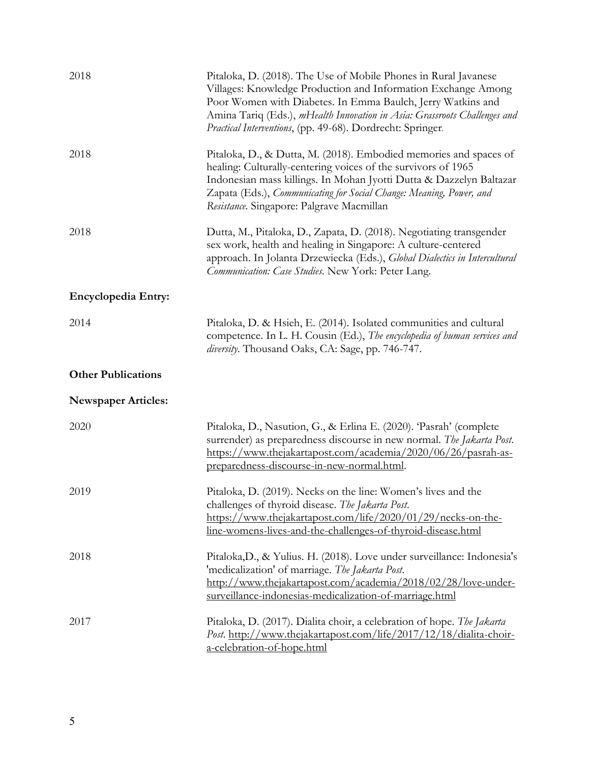2018 Pitaloka, D. (2018). The Use of Mobile Phones in Rural Javanese Villages: Knowledge Production and Information Exchange Among Poor Women with Diabetes. In Emma Baulch, Jerry Watkins and Amina Tariq (Eds.), *mHealth Innovation in Asia: Grassroots Challenges and Practical Interventions*, (pp. 49-68). Dordrecht: Springer.

2018 Pitaloka, D., & Dutta, M. (2018). Embodied memories and spaces of healing: Culturally-centering voices of the survivors of 1965 Indonesian mass killings. In Mohan Jyotti Dutta & Dazzelyn Baltazar Zapata (Eds.), *Communicating for Social Change: Meaning, Power, and Resistance*. Singapore: Palgrave Macmillan

2018 Dutta, M., Pitaloka, D., Zapata, D. (2018). Negotiating transgender sex work, health and healing in Singapore: A culture-centered approach. In Jolanta Drzewiecka (Eds.), *Global Dialectics in Intercultural Communication: Case Studies*. New York: Peter Lang.

**Encyclopedia Entry:**

2014 Pitaloka, D. & Hsieh, E. (2014). Isolated communities and cultural competence. In L. H. Cousin (Ed.), *The encyclopedia of human services and diversity*. Thousand Oaks, CA: Sage, pp. 746-747.

**Other Publications**

**Newspaper Articles:**

2020 Pitaloka, D., Nasution, G., & Erlina E. (2020). 'Pasrah' (complete surrender) as preparedness discourse in new normal. *The Jakarta Post*. https://www.thejakartapost.com/academia/2020/06/26/pasrah-as-preparedness-discourse-in-new-normal.html.

2019 Pitaloka, D. (2019). Necks on the line: Women's lives and the challenges of thyroid disease. *The Jakarta Post*. https://www.thejakartapost.com/life/2020/01/29/necks-on-the-line-womens-lives-and-the-challenges-of-thyroid-disease.html

2018 Pitaloka,D., & Yulius. H. (2018). Love under surveillance: Indonesia's 'medicalization' of marriage. *The Jakarta Post*. http://www.thejakartapost.com/academia/2018/02/28/love-under-surveillance-indonesias-medicalization-of-marriage.html

2017 Pitaloka, D. (2017). Dialita choir, a celebration of hope. *The Jakarta Post*. http://www.thejakartapost.com/life/2017/12/18/dialita-choir-a-celebration-of-hope.html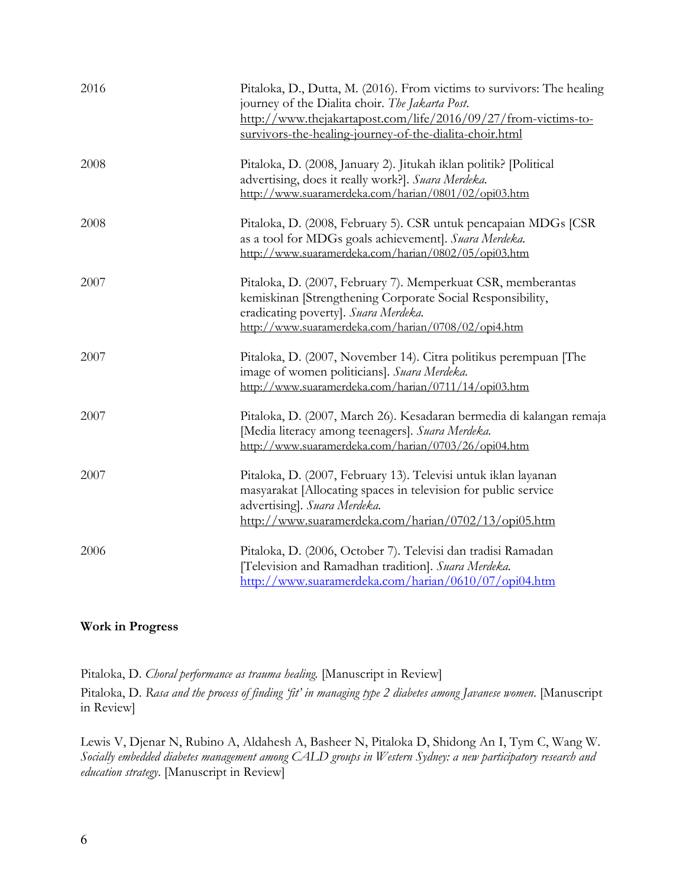| | |
|---|---|
| 2016 | Pitaloka, D., Dutta, M. (2016). From victims to survivors: The healing journey of the Dialita choir. *The Jakarta Post.* http://www.thejakartapost.com/life/2016/09/27/from-victims-to-survivors-the-healing-journey-of-the-dialita-choir.html |
| 2008 | Pitaloka, D. (2008, January 2). Jitukah iklan politik? [Political advertising, does it really work?]. *Suara Merdeka.* http://www.suaramerdeka.com/harian/0801/02/opi03.htm |
| 2008 | Pitaloka, D. (2008, February 5). CSR untuk pencapaian MDGs [CSR as a tool for MDGs goals achievement]. *Suara Merdeka.* http://www.suaramerdeka.com/harian/0802/05/opi03.htm |
| 2007 | Pitaloka, D. (2007, February 7). Memperkuat CSR, memberantas kemiskinan [Strengthening Corporate Social Responsibility, eradicating poverty]. *Suara Merdeka.* http://www.suaramerdeka.com/harian/0708/02/opi4.htm |
| 2007 | Pitaloka, D. (2007, November 14). Citra politikus perempuan [The image of women politicians]. *Suara Merdeka.* http://www.suaramerdeka.com/harian/0711/14/opi03.htm |
| 2007 | Pitaloka, D. (2007, March 26). Kesadaran bermedia di kalangan remaja [Media literacy among teenagers]. *Suara Merdeka.* http://www.suaramerdeka.com/harian/0703/26/opi04.htm |
| 2007 | Pitaloka, D. (2007, February 13). Televisi untuk iklan layanan masyarakat [Allocating spaces in television for public service advertising]. *Suara Merdeka.* http://www.suaramerdeka.com/harian/0702/13/opi05.htm |
| 2006 | Pitaloka, D. (2006, October 7). Televisi dan tradisi Ramadan [Television and Ramadhan tradition]. *Suara Merdeka.* http://www.suaramerdeka.com/harian/0610/07/opi04.htm |

**Work in Progress**

Pitaloka, D. *Choral performance as trauma healing.* [Manuscript in Review]

Pitaloka, D. *Rasa and the process of finding 'fit' in managing type 2 diabetes among Javanese women*. [Manuscript in Review]

Lewis V, Djenar N, Rubino A, Aldahesh A, Basheer N, Pitaloka D, Shidong An I, Tym C, Wang W. *Socially embedded diabetes management among CALD groups in Western Sydney: a new participatory research and education strategy*. [Manuscript in Review]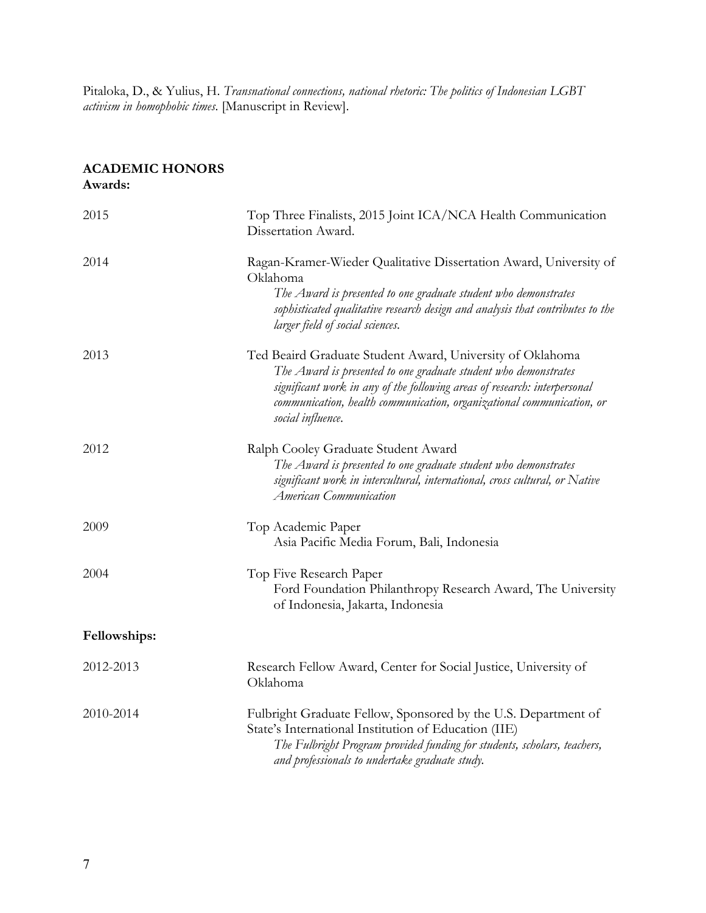Pitaloka, D., & Yulius, H. *Transnational connections, national rhetoric: The politics of Indonesian LGBT activism in homophobic times.* [Manuscript in Review].

## ACADEMIC HONORS

### Awards:

2015 — Top Three Finalists, 2015 Joint ICA/NCA Health Communication Dissertation Award.

2014 — Ragan-Kramer-Wieder Qualitative Dissertation Award, University of Oklahoma
*The Award is presented to one graduate student who demonstrates sophisticated qualitative research design and analysis that contributes to the larger field of social sciences.*

2013 — Ted Beaird Graduate Student Award, University of Oklahoma
*The Award is presented to one graduate student who demonstrates significant work in any of the following areas of research: interpersonal communication, health communication, organizational communication, or social influence.*

2012 — Ralph Cooley Graduate Student Award
*The Award is presented to one graduate student who demonstrates significant work in intercultural, international, cross cultural, or Native American Communication*

2009 — Top Academic Paper
Asia Pacific Media Forum, Bali, Indonesia

2004 — Top Five Research Paper
Ford Foundation Philanthropy Research Award, The University of Indonesia, Jakarta, Indonesia

### Fellowships:

2012-2013 — Research Fellow Award, Center for Social Justice, University of Oklahoma

2010-2014 — Fulbright Graduate Fellow, Sponsored by the U.S. Department of State's International Institution of Education (IIE)
*The Fulbright Program provided funding for students, scholars, teachers, and professionals to undertake graduate study.*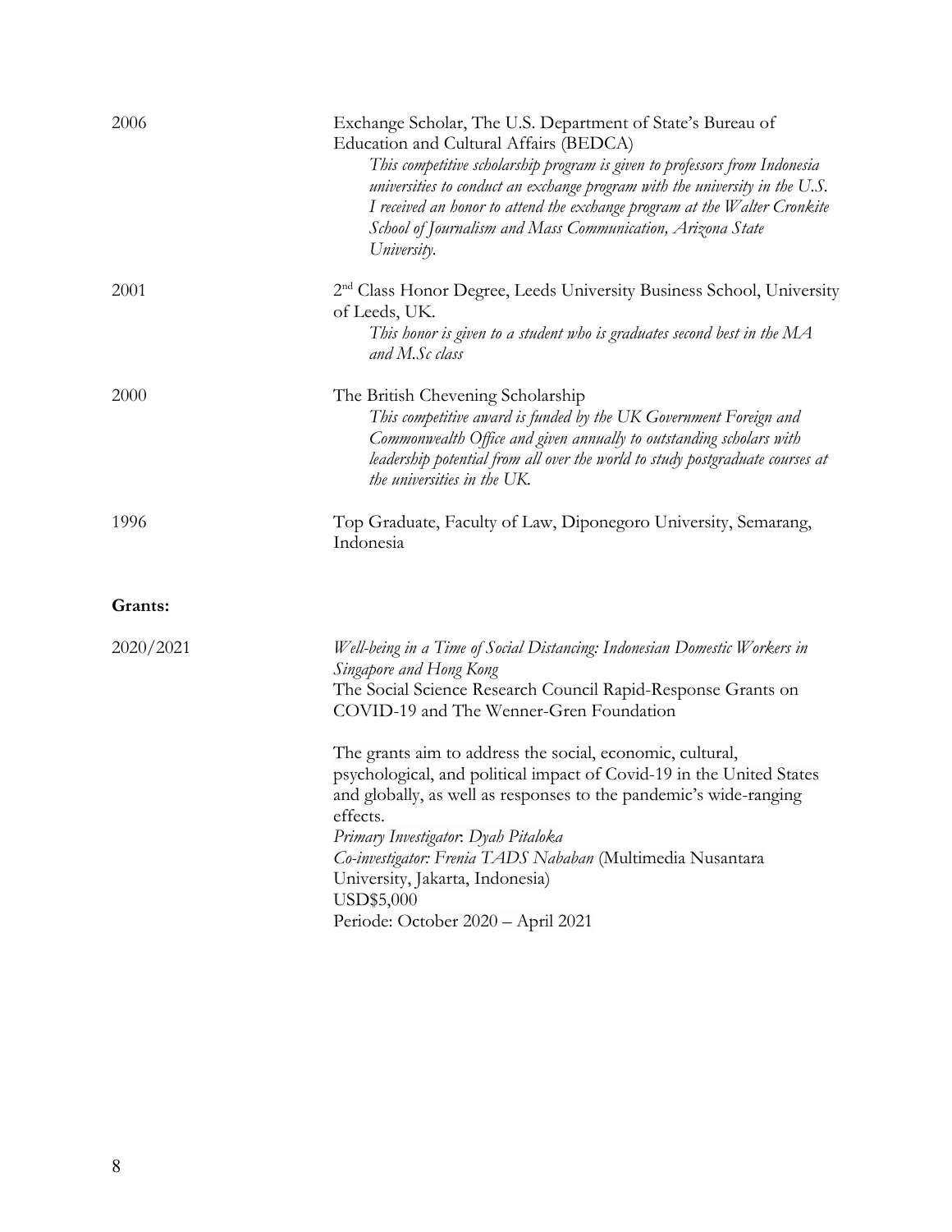2006 Exchange Scholar, The U.S. Department of State's Bureau of Education and Cultural Affairs (BEDCA)
*This competitive scholarship program is given to professors from Indonesia universities to conduct an exchange program with the university in the U.S. I received an honor to attend the exchange program at the Walter Cronkite School of Journalism and Mass Communication, Arizona State University.*

2001 2nd Class Honor Degree, Leeds University Business School, University of Leeds, UK.
*This honor is given to a student who is graduates second best in the MA and M.Sc class*

2000 The British Chevening Scholarship
*This competitive award is funded by the UK Government Foreign and Commonwealth Office and given annually to outstanding scholars with leadership potential from all over the world to study postgraduate courses at the universities in the UK.*

1996 Top Graduate, Faculty of Law, Diponegoro University, Semarang, Indonesia

**Grants:**

2020/2021 *Well-being in a Time of Social Distancing: Indonesian Domestic Workers in Singapore and Hong Kong*
The Social Science Research Council Rapid-Response Grants on COVID-19 and The Wenner-Gren Foundation

The grants aim to address the social, economic, cultural, psychological, and political impact of Covid-19 in the United States and globally, as well as responses to the pandemic's wide-ranging effects.
*Primary Investigator: Dyah Pitaloka*
*Co-investigator: Frenia TADS Nababan* (Multimedia Nusantara University, Jakarta, Indonesia)
USD$5,000
Periode: October 2020 – April 2021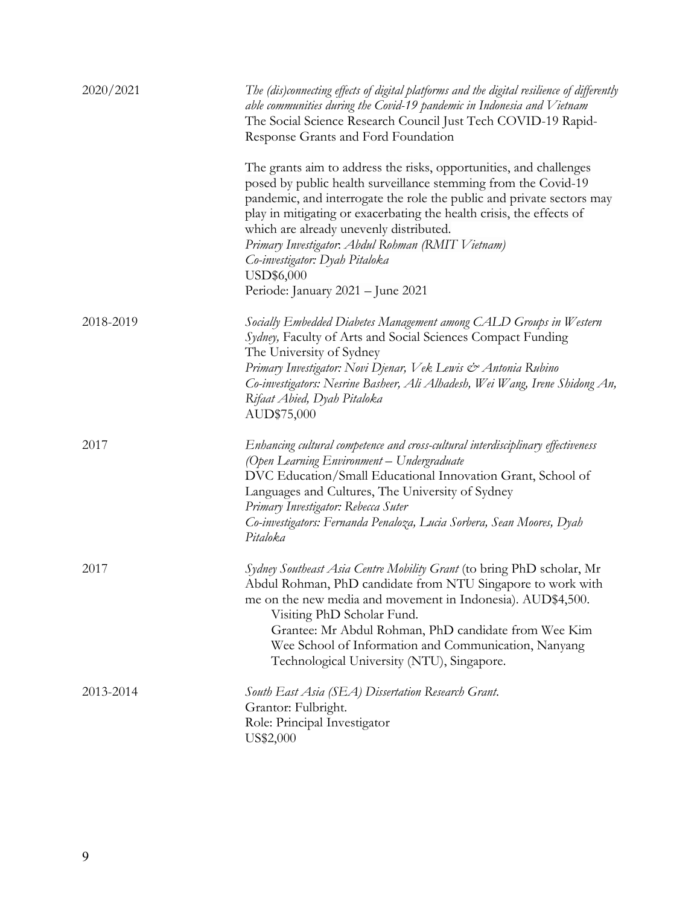2020/2021

*The (dis)connecting effects of digital platforms and the digital resilience of differently able communities during the Covid-19 pandemic in Indonesia and Vietnam*
The Social Science Research Council Just Tech COVID-19 Rapid-Response Grants and Ford Foundation

The grants aim to address the risks, opportunities, and challenges posed by public health surveillance stemming from the Covid-19 pandemic, and interrogate the role the public and private sectors may play in mitigating or exacerbating the health crisis, the effects of which are already unevenly distributed.
*Primary Investigator*: *Abdul Rohman (RMIT Vietnam)*
*Co-investigator: Dyah Pitaloka*
USD$6,000
Periode: January 2021 – June 2021

2018-2019

*Socially Embedded Diabetes Management among CALD Groups in Western Sydney,* Faculty of Arts and Social Sciences Compact Funding
The University of Sydney
*Primary Investigator: Novi Djenar, Vek Lewis & Antonia Rubino*
*Co-investigators: Nesrine Basheer, Ali Alhadesh, Wei Wang, Irene Shidong An, Rifaat Abied, Dyah Pitaloka*
AUD$75,000

2017

*Enhancing cultural competence and cross-cultural interdisciplinary effectiveness (Open Learning Environment – Undergraduate*
DVC Education/Small Educational Innovation Grant, School of Languages and Cultures, The University of Sydney
*Primary Investigator*: *Rebecca Suter*
*Co-investigators: Fernanda Penaloza, Lucia Sorbera, Sean Moores, Dyah Pitaloka*

2017

*Sydney Southeast Asia Centre Mobility Grant* (to bring PhD scholar, Mr Abdul Rohman, PhD candidate from NTU Singapore to work with me on the new media and movement in Indonesia). AUD$4,500.
Visiting PhD Scholar Fund.
Grantee: Mr Abdul Rohman, PhD candidate from Wee Kim Wee School of Information and Communication, Nanyang Technological University (NTU), Singapore.

2013-2014

*South East Asia (SEA) Dissertation Research Grant.*
Grantor: Fulbright.
Role: Principal Investigator
US$2,000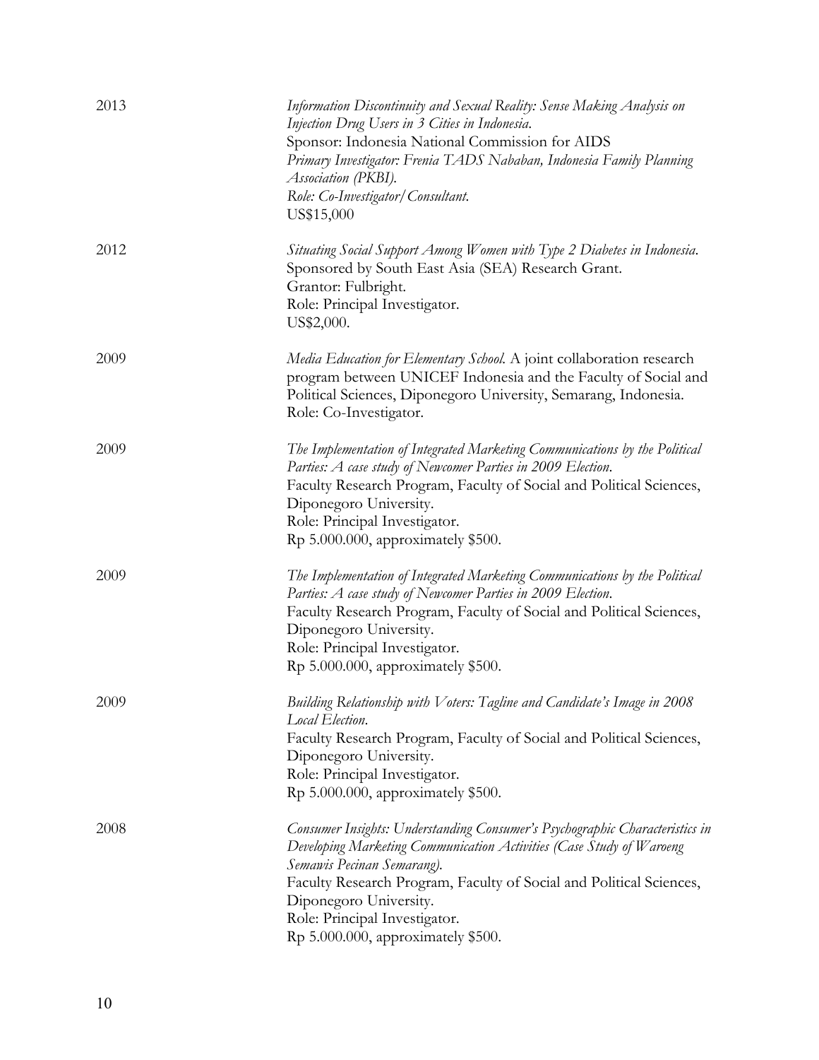2013 | *Information Discontinuity and Sexual Reality: Sense Making Analysis on Injection Drug Users in 3 Cities in Indonesia.*
Sponsor: Indonesia National Commission for AIDS
*Primary Investigator: Frenia TADS Nababan, Indonesia Family Planning Association (PKBI).*
*Role: Co-Investigator/Consultant.*
US$15,000

2012 | *Situating Social Support Among Women with Type 2 Diabetes in Indonesia.*
Sponsored by South East Asia (SEA) Research Grant.
Grantor: Fulbright.
Role: Principal Investigator.
US$2,000.

2009 | *Media Education for Elementary School.* A joint collaboration research program between UNICEF Indonesia and the Faculty of Social and Political Sciences, Diponegoro University, Semarang, Indonesia.
Role: Co-Investigator.

2009 | *The Implementation of Integrated Marketing Communications by the Political Parties: A case study of Newcomer Parties in 2009 Election.*
Faculty Research Program, Faculty of Social and Political Sciences, Diponegoro University.
Role: Principal Investigator.
Rp 5.000.000, approximately $500.

2009 | *The Implementation of Integrated Marketing Communications by the Political Parties: A case study of Newcomer Parties in 2009 Election.*
Faculty Research Program, Faculty of Social and Political Sciences, Diponegoro University.
Role: Principal Investigator.
Rp 5.000.000, approximately $500.

2009 | *Building Relationship with Voters: Tagline and Candidate's Image in 2008 Local Election.*
Faculty Research Program, Faculty of Social and Political Sciences, Diponegoro University.
Role: Principal Investigator.
Rp 5.000.000, approximately $500.

2008 | *Consumer Insights: Understanding Consumer's Psychographic Characteristics in Developing Marketing Communication Activities (Case Study of Waroeng Semawis Pecinan Semarang).*
Faculty Research Program, Faculty of Social and Political Sciences, Diponegoro University.
Role: Principal Investigator.
Rp 5.000.000, approximately $500.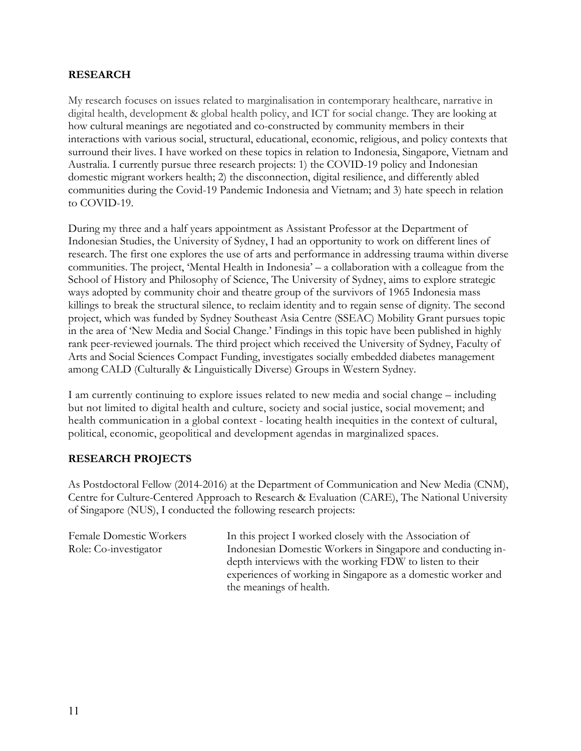## RESEARCH

My research focuses on issues related to marginalisation in contemporary healthcare, narrative in digital health, development & global health policy, and ICT for social change. They are looking at how cultural meanings are negotiated and co-constructed by community members in their interactions with various social, structural, educational, economic, religious, and policy contexts that surround their lives. I have worked on these topics in relation to Indonesia, Singapore, Vietnam and Australia. I currently pursue three research projects: 1) the COVID-19 policy and Indonesian domestic migrant workers health; 2) the disconnection, digital resilience, and differently abled communities during the Covid-19 Pandemic Indonesia and Vietnam; and 3) hate speech in relation to COVID-19.

During my three and a half years appointment as Assistant Professor at the Department of Indonesian Studies, the University of Sydney, I had an opportunity to work on different lines of research. The first one explores the use of arts and performance in addressing trauma within diverse communities. The project, 'Mental Health in Indonesia' – a collaboration with a colleague from the School of History and Philosophy of Science, The University of Sydney, aims to explore strategic ways adopted by community choir and theatre group of the survivors of 1965 Indonesia mass killings to break the structural silence, to reclaim identity and to regain sense of dignity. The second project, which was funded by Sydney Southeast Asia Centre (SSEAC) Mobility Grant pursues topic in the area of 'New Media and Social Change.' Findings in this topic have been published in highly rank peer-reviewed journals. The third project which received the University of Sydney, Faculty of Arts and Social Sciences Compact Funding, investigates socially embedded diabetes management among CALD (Culturally & Linguistically Diverse) Groups in Western Sydney.

I am currently continuing to explore issues related to new media and social change – including but not limited to digital health and culture, society and social justice, social movement; and health communication in a global context - locating health inequities in the context of cultural, political, economic, geopolitical and development agendas in marginalized spaces.

## RESEARCH PROJECTS

As Postdoctoral Fellow (2014-2016) at the Department of Communication and New Media (CNM), Centre for Culture-Centered Approach to Research & Evaluation (CARE), The National University of Singapore (NUS), I conducted the following research projects:

| | |
|---|---|
| Female Domestic Workers<br>Role: Co-investigator | In this project I worked closely with the Association of Indonesian Domestic Workers in Singapore and conducting in-depth interviews with the working FDW to listen to their experiences of working in Singapore as a domestic worker and the meanings of health. |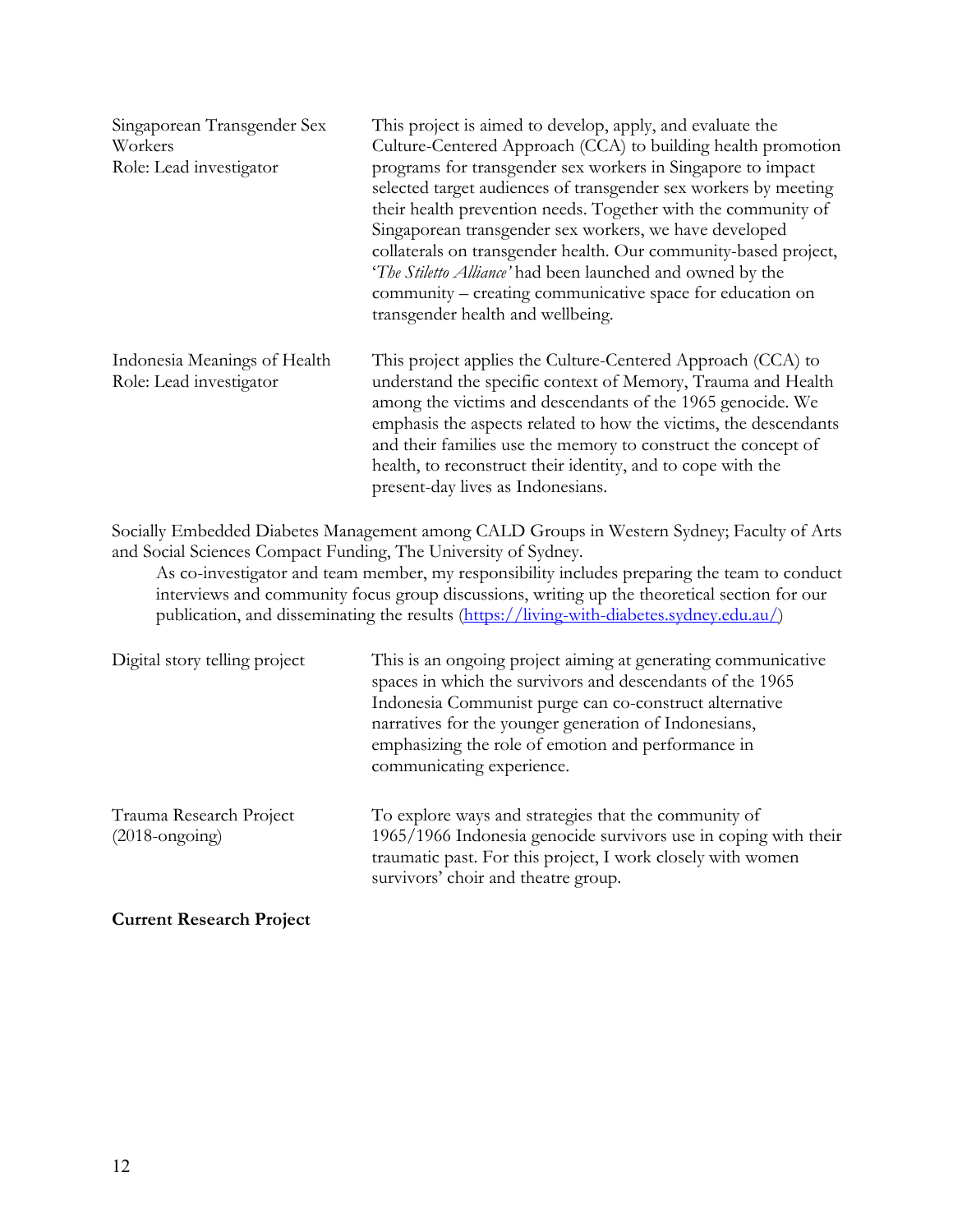| | |
|---|---|
| Singaporean Transgender Sex Workers<br>Role: Lead investigator | This project is aimed to develop, apply, and evaluate the Culture-Centered Approach (CCA) to building health promotion programs for transgender sex workers in Singapore to impact selected target audiences of transgender sex workers by meeting their health prevention needs. Together with the community of Singaporean transgender sex workers, we have developed collaterals on transgender health. Our community-based project, '*The Stiletto Alliance'* had been launched and owned by the community – creating communicative space for education on transgender health and wellbeing. |
| Indonesia Meanings of Health<br>Role: Lead investigator | This project applies the Culture-Centered Approach (CCA) to understand the specific context of Memory, Trauma and Health among the victims and descendants of the 1965 genocide. We emphasis the aspects related to how the victims, the descendants and their families use the memory to construct the concept of health, to reconstruct their identity, and to cope with the present-day lives as Indonesians. |

Socially Embedded Diabetes Management among CALD Groups in Western Sydney; Faculty of Arts and Social Sciences Compact Funding, The University of Sydney.

As co-investigator and team member, my responsibility includes preparing the team to conduct interviews and community focus group discussions, writing up the theoretical section for our publication, and disseminating the results (https://living-with-diabetes.sydney.edu.au/)

| | |
|---|---|
| Digital story telling project | This is an ongoing project aiming at generating communicative spaces in which the survivors and descendants of the 1965 Indonesia Communist purge can co-construct alternative narratives for the younger generation of Indonesians, emphasizing the role of emotion and performance in communicating experience. |
| Trauma Research Project (2018-ongoing) | To explore ways and strategies that the community of 1965/1966 Indonesia genocide survivors use in coping with their traumatic past. For this project, I work closely with women survivors' choir and theatre group. |

**Current Research Project**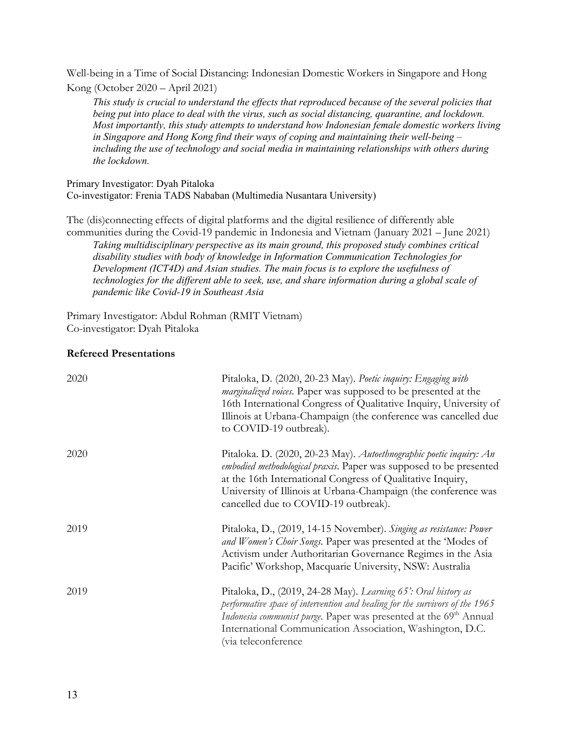Well-being in a Time of Social Distancing: Indonesian Domestic Workers in Singapore and Hong Kong (October 2020 – April 2021)

> *This study is crucial to understand the effects that reproduced because of the several policies that being put into place to deal with the virus, such as social distancing, quarantine, and lockdown. Most importantly, this study attempts to understand how Indonesian female domestic workers living in Singapore and Hong Kong find their ways of coping and maintaining their well-being – including the use of technology and social media in maintaining relationships with others during the lockdown.*

Primary Investigator: Dyah Pitaloka
Co-investigator: Frenia TADS Nababan (Multimedia Nusantara University)

The (dis)connecting effects of digital platforms and the digital resilience of differently able communities during the Covid-19 pandemic in Indonesia and Vietnam (January 2021 – June 2021)

> *Taking multidisciplinary perspective as its main ground, this proposed study combines critical disability studies with body of knowledge in Information Communication Technologies for Development (ICT4D) and Asian studies. The main focus is to explore the usefulness of technologies for the different able to seek, use, and share information during a global scale of pandemic like Covid-19 in Southeast Asia*

Primary Investigator: Abdul Rohman (RMIT Vietnam)
Co-investigator: Dyah Pitaloka

**Refereed Presentations**

| | |
|---|---|
| 2020 | Pitaloka, D. (2020, 20-23 May). *Poetic inquiry: Engaging with marginalized voices*. Paper was supposed to be presented at the 16th International Congress of Qualitative Inquiry, University of Illinois at Urbana-Champaign (the conference was cancelled due to COVID-19 outbreak). |
| 2020 | Pitaloka. D. (2020, 20-23 May). *Autoethnographic poetic inquiry: An embodied methodological praxis*. Paper was supposed to be presented at the 16th International Congress of Qualitative Inquiry, University of Illinois at Urbana-Champaign (the conference was cancelled due to COVID-19 outbreak). |
| 2019 | Pitaloka, D., (2019, 14-15 November). *Singing as resistance: Power and Women's Choir Songs*. Paper was presented at the 'Modes of Activism under Authoritarian Governance Regimes in the Asia Pacific' Workshop, Macquarie University, NSW: Australia |
| 2019 | Pitaloka, D., (2019, 24-28 May). *Learning 65': Oral history as performative space of intervention and healing for the survivors of the 1965 Indonesia communist purge*. Paper was presented at the 69th Annual International Communication Association, Washington, D.C. (via teleconference |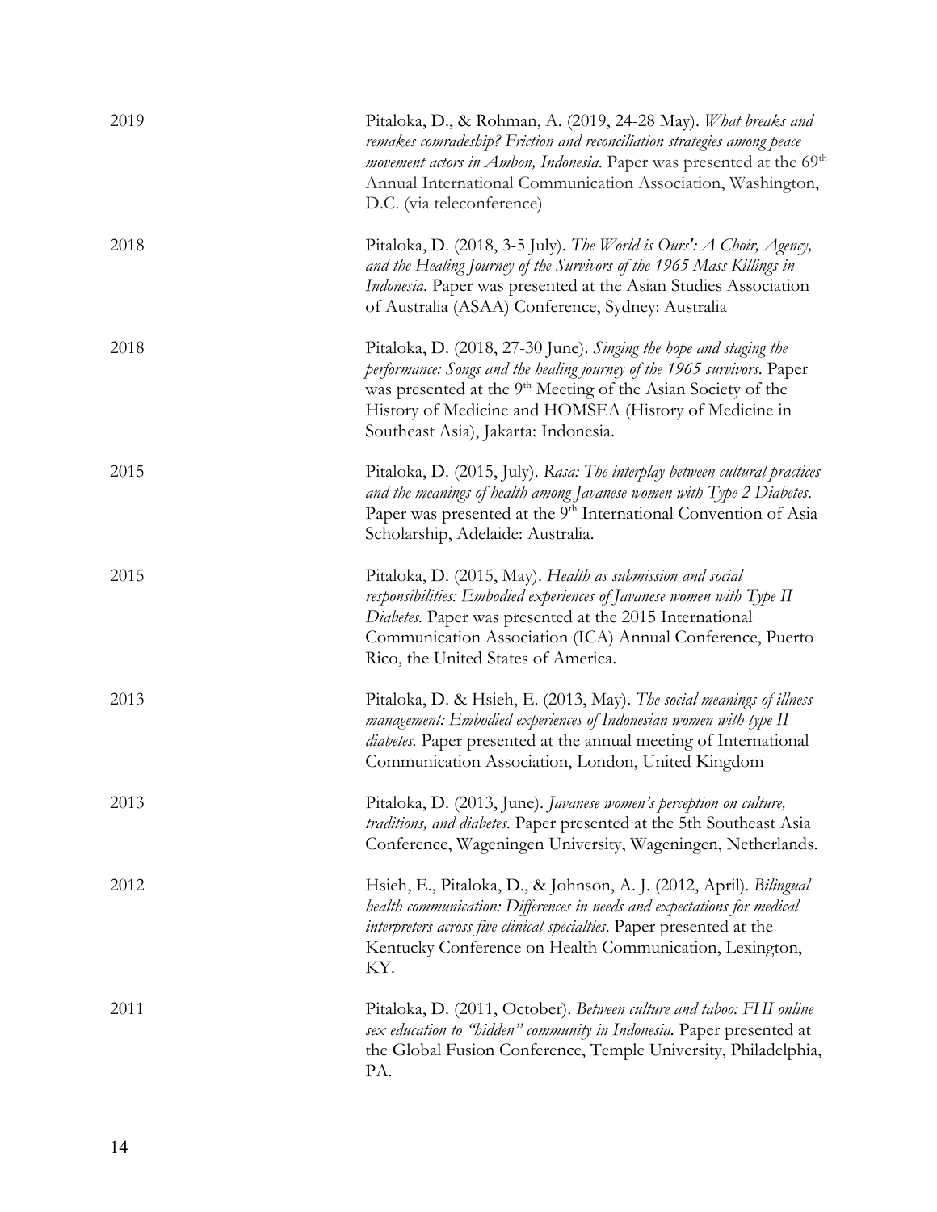2019 Pitaloka, D., & Rohman, A. (2019, 24-28 May). *What breaks and remakes comradeship? Friction and reconciliation strategies among peace movement actors in Ambon, Indonesia*. Paper was presented at the 69th Annual International Communication Association, Washington, D.C. (via teleconference)

2018 Pitaloka, D. (2018, 3-5 July). *The World is Ours': A Choir, Agency, and the Healing Journey of the Survivors of the 1965 Mass Killings in Indonesia*. Paper was presented at the Asian Studies Association of Australia (ASAA) Conference, Sydney: Australia

2018 Pitaloka, D. (2018, 27-30 June). *Singing the hope and staging the performance: Songs and the healing journey of the 1965 survivors.* Paper was presented at the 9th Meeting of the Asian Society of the History of Medicine and HOMSEA (History of Medicine in Southeast Asia), Jakarta: Indonesia.

2015 Pitaloka, D. (2015, July). *Rasa: The interplay between cultural practices and the meanings of health among Javanese women with Type 2 Diabetes*. Paper was presented at the 9th International Convention of Asia Scholarship, Adelaide: Australia.

2015 Pitaloka, D. (2015, May). *Health as submission and social responsibilities: Embodied experiences of Javanese women with Type II Diabetes.* Paper was presented at the 2015 International Communication Association (ICA) Annual Conference, Puerto Rico, the United States of America.

2013 Pitaloka, D. & Hsieh, E. (2013, May). *The social meanings of illness management: Embodied experiences of Indonesian women with type II diabetes.* Paper presented at the annual meeting of International Communication Association, London, United Kingdom

2013 Pitaloka, D. (2013, June). *Javanese women's perception on culture, traditions, and diabetes.* Paper presented at the 5th Southeast Asia Conference, Wageningen University, Wageningen, Netherlands.

2012 Hsieh, E., Pitaloka, D., & Johnson, A. J. (2012, April). *Bilingual health communication: Differences in needs and expectations for medical interpreters across five clinical specialties*. Paper presented at the Kentucky Conference on Health Communication, Lexington, KY.

2011 Pitaloka, D. (2011, October). *Between culture and taboo: FHI online sex education to "hidden" community in Indonesia.* Paper presented at the Global Fusion Conference, Temple University, Philadelphia, PA.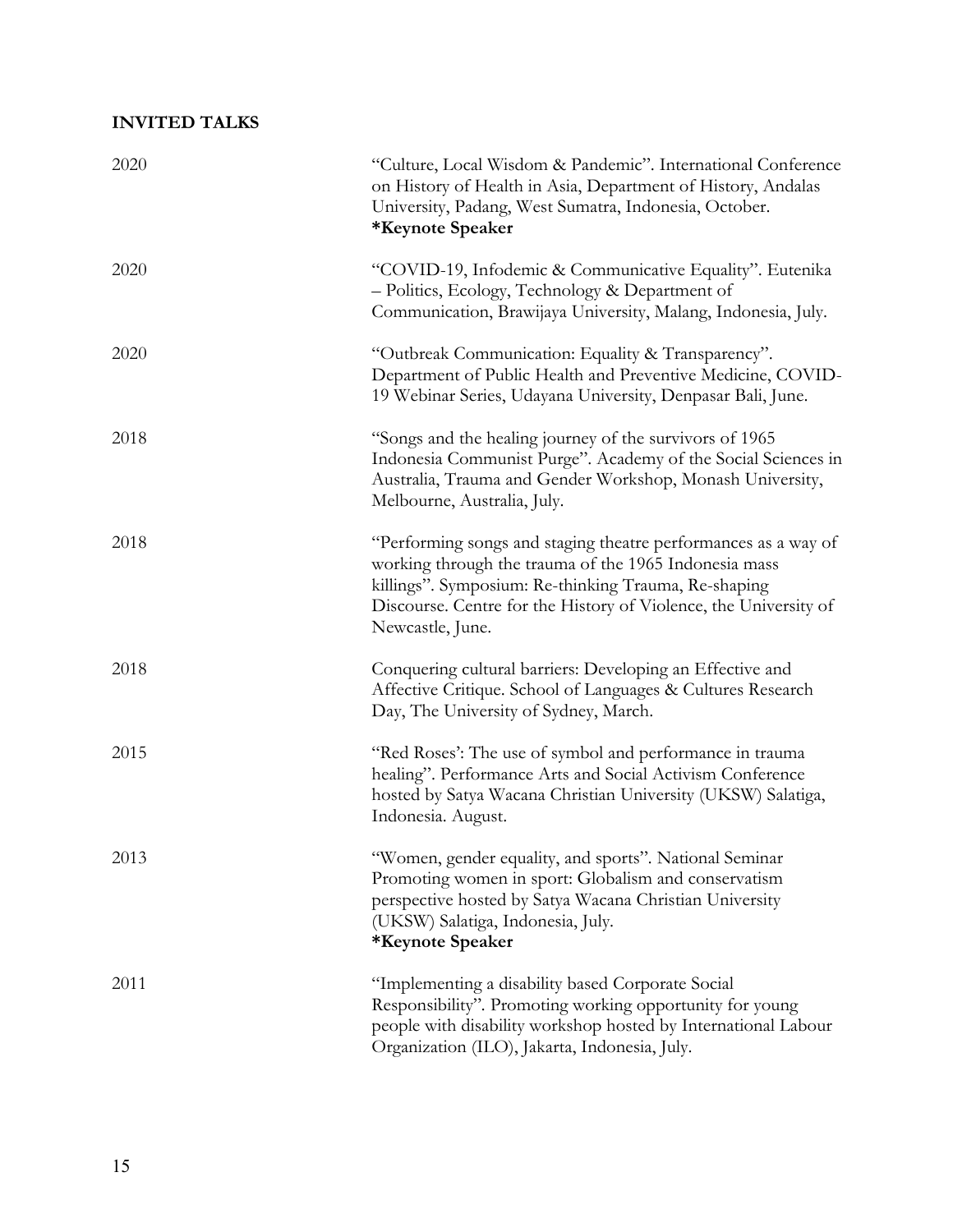## INVITED TALKS

2020 "Culture, Local Wisdom & Pandemic". International Conference on History of Health in Asia, Department of History, Andalas University, Padang, West Sumatra, Indonesia, October.
**\*Keynote Speaker**

2020 "COVID-19, Infodemic & Communicative Equality". Eutenika – Politics, Ecology, Technology & Department of Communication, Brawijaya University, Malang, Indonesia, July.

2020 "Outbreak Communication: Equality & Transparency". Department of Public Health and Preventive Medicine, COVID-19 Webinar Series, Udayana University, Denpasar Bali, June.

2018 "Songs and the healing journey of the survivors of 1965 Indonesia Communist Purge". Academy of the Social Sciences in Australia, Trauma and Gender Workshop, Monash University, Melbourne, Australia, July.

2018 "Performing songs and staging theatre performances as a way of working through the trauma of the 1965 Indonesia mass killings". Symposium: Re-thinking Trauma, Re-shaping Discourse. Centre for the History of Violence, the University of Newcastle, June.

2018 Conquering cultural barriers: Developing an Effective and Affective Critique. School of Languages & Cultures Research Day, The University of Sydney, March.

2015 "Red Roses': The use of symbol and performance in trauma healing". Performance Arts and Social Activism Conference hosted by Satya Wacana Christian University (UKSW) Salatiga, Indonesia. August.

2013 "Women, gender equality, and sports". National Seminar Promoting women in sport: Globalism and conservatism perspective hosted by Satya Wacana Christian University (UKSW) Salatiga, Indonesia, July.
**\*Keynote Speaker**

2011 "Implementing a disability based Corporate Social Responsibility". Promoting working opportunity for young people with disability workshop hosted by International Labour Organization (ILO), Jakarta, Indonesia, July.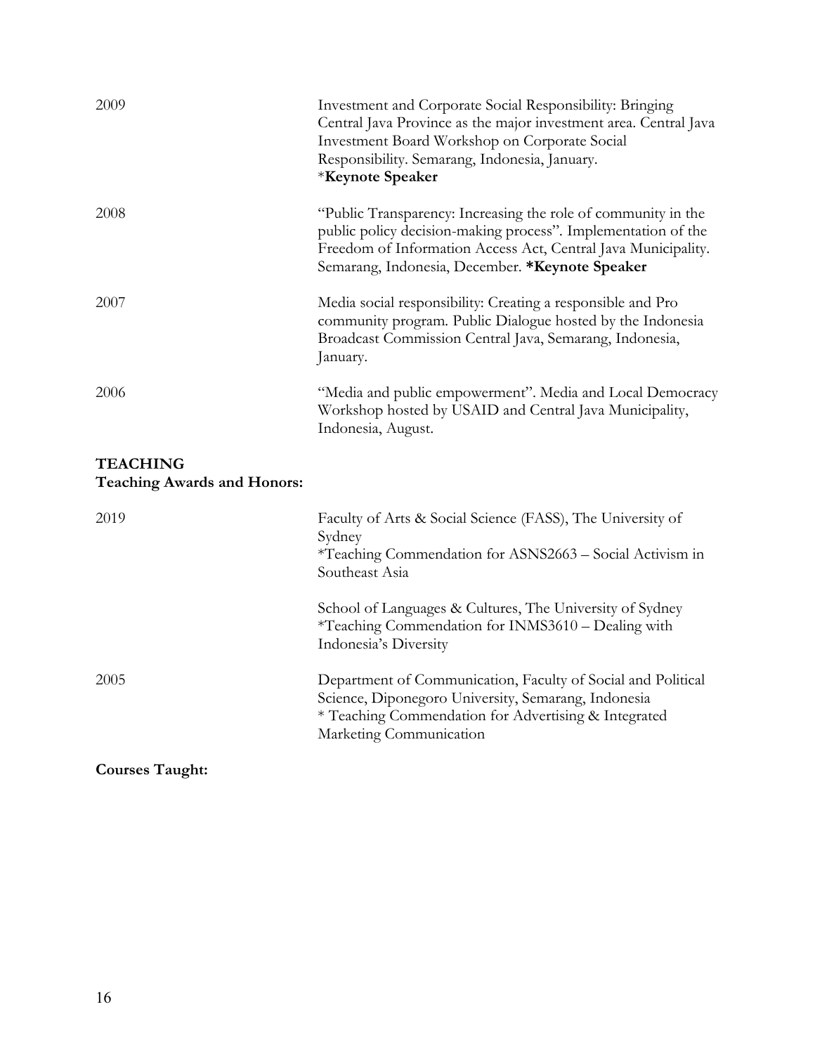2009 Investment and Corporate Social Responsibility: Bringing Central Java Province as the major investment area. Central Java Investment Board Workshop on Corporate Social Responsibility. Semarang, Indonesia, January.
***Keynote Speaker**

2008 "Public Transparency: Increasing the role of community in the public policy decision-making process". Implementation of the Freedom of Information Access Act, Central Java Municipality. Semarang, Indonesia, December. ***Keynote Speaker**

2007 Media social responsibility: Creating a responsible and Pro community program. Public Dialogue hosted by the Indonesia Broadcast Commission Central Java, Semarang, Indonesia, January.

2006 "Media and public empowerment". Media and Local Democracy Workshop hosted by USAID and Central Java Municipality, Indonesia, August.

## TEACHING

### Teaching Awards and Honors:

2019 Faculty of Arts & Social Science (FASS), The University of Sydney
*Teaching Commendation for ASNS2663 – Social Activism in Southeast Asia

School of Languages & Cultures, The University of Sydney
*Teaching Commendation for INMS3610 – Dealing with Indonesia's Diversity

2005 Department of Communication, Faculty of Social and Political Science, Diponegoro University, Semarang, Indonesia
* Teaching Commendation for Advertising & Integrated Marketing Communication

### Courses Taught: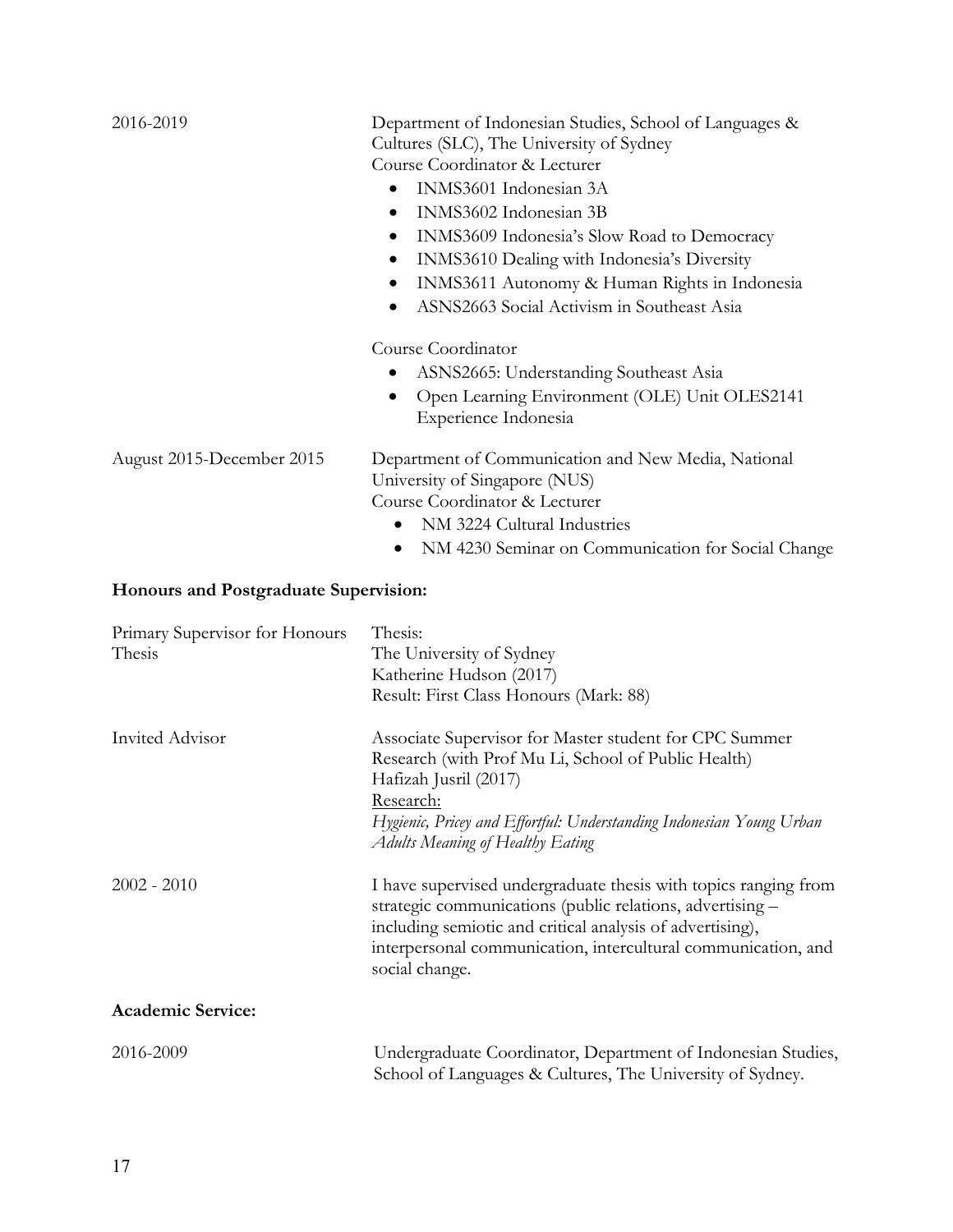| | |
|---|---|
| 2016-2019 | Department of Indonesian Studies, School of Languages & Cultures (SLC), The University of Sydney<br>Course Coordinator & Lecturer<br>• INMS3601 Indonesian 3A<br>• INMS3602 Indonesian 3B<br>• INMS3609 Indonesia's Slow Road to Democracy<br>• INMS3610 Dealing with Indonesia's Diversity<br>• INMS3611 Autonomy & Human Rights in Indonesia<br>• ASNS2663 Social Activism in Southeast Asia<br><br>Course Coordinator<br>• ASNS2665: Understanding Southeast Asia<br>• Open Learning Environment (OLE) Unit OLES2141 Experience Indonesia |
| August 2015-December 2015 | Department of Communication and New Media, National University of Singapore (NUS)<br>Course Coordinator & Lecturer<br>• NM 3224 Cultural Industries<br>• NM 4230 Seminar on Communication for Social Change |

**Honours and Postgraduate Supervision:**

| | |
|---|---|
| Primary Supervisor for Honours Thesis | Thesis:<br>The University of Sydney<br>Katherine Hudson (2017)<br>Result: First Class Honours (Mark: 88) |
| Invited Advisor | Associate Supervisor for Master student for CPC Summer Research (with Prof Mu Li, School of Public Health)<br>Hafizah Jusril (2017)<br>Research:<br>*Hygienic, Pricey and Effortful: Understanding Indonesian Young Urban Adults Meaning of Healthy Eating* |
| 2002 - 2010 | I have supervised undergraduate thesis with topics ranging from strategic communications (public relations, advertising – including semiotic and critical analysis of advertising), interpersonal communication, intercultural communication, and social change. |

**Academic Service:**

| | |
|---|---|
| 2016-2009 | Undergraduate Coordinator, Department of Indonesian Studies, School of Languages & Cultures, The University of Sydney. |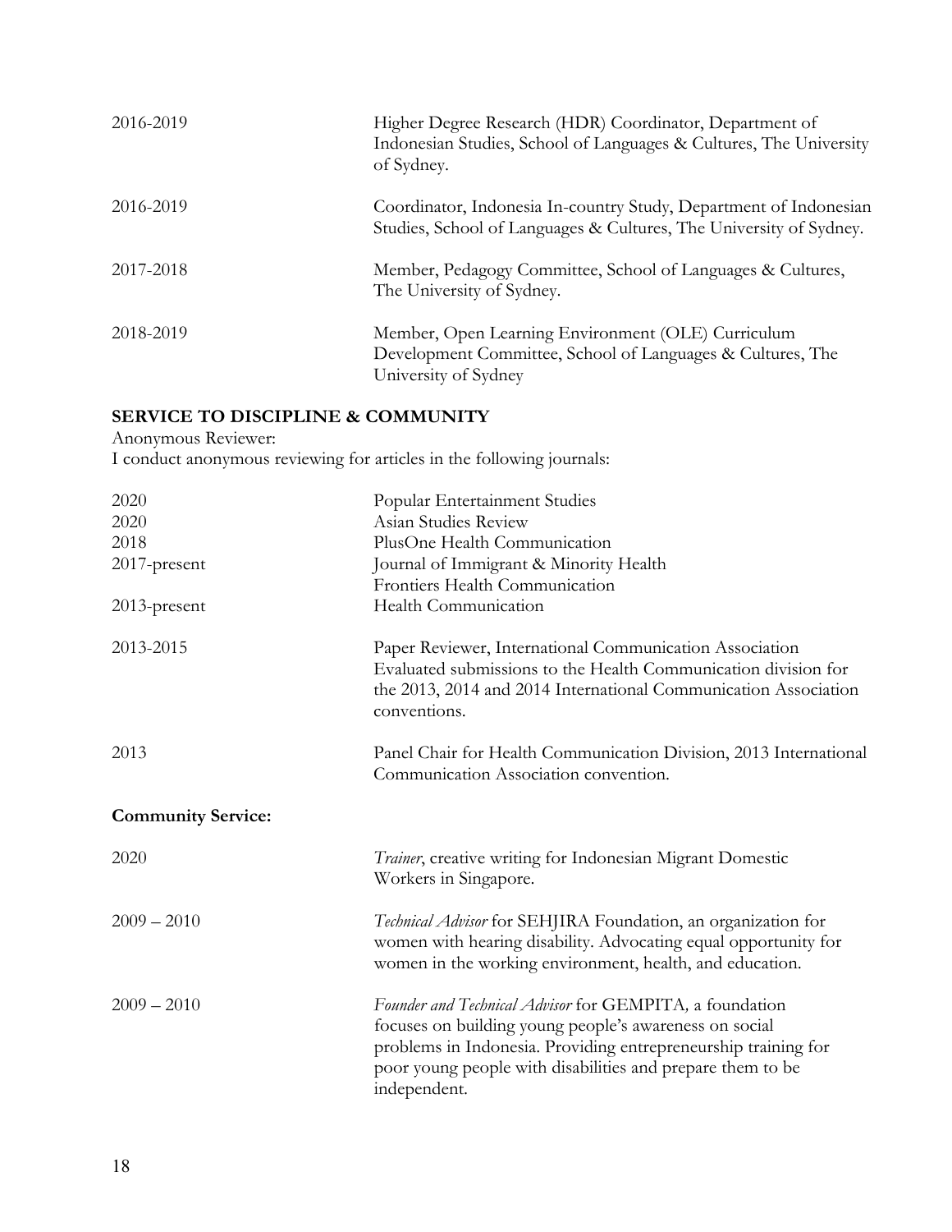| | |
|---|---|
| 2016-2019 | Higher Degree Research (HDR) Coordinator, Department of Indonesian Studies, School of Languages & Cultures, The University of Sydney. |
| 2016-2019 | Coordinator, Indonesia In-country Study, Department of Indonesian Studies, School of Languages & Cultures, The University of Sydney. |
| 2017-2018 | Member, Pedagogy Committee, School of Languages & Cultures, The University of Sydney. |
| 2018-2019 | Member, Open Learning Environment (OLE) Curriculum Development Committee, School of Languages & Cultures, The University of Sydney |

## SERVICE TO DISCIPLINE & COMMUNITY

Anonymous Reviewer:
I conduct anonymous reviewing for articles in the following journals:

| | |
|---|---|
| 2020 | Popular Entertainment Studies |
| 2020 | Asian Studies Review |
| 2018 | PlusOne Health Communication |
| 2017-present | Journal of Immigrant & Minority Health |
| | Frontiers Health Communication |
| 2013-present | Health Communication |
| 2013-2015 | Paper Reviewer, International Communication Association. Evaluated submissions to the Health Communication division for the 2013, 2014 and 2014 International Communication Association conventions. |
| 2013 | Panel Chair for Health Communication Division, 2013 International Communication Association convention. |

### Community Service:

| | |
|---|---|
| 2020 | *Trainer*, creative writing for Indonesian Migrant Domestic Workers in Singapore. |
| 2009 – 2010 | *Technical Advisor* for SEHJIRA Foundation, an organization for women with hearing disability. Advocating equal opportunity for women in the working environment, health, and education. |
| 2009 – 2010 | *Founder and Technical Advisor* for GEMPITA*,* a foundation focuses on building young people's awareness on social problems in Indonesia. Providing entrepreneurship training for poor young people with disabilities and prepare them to be independent. |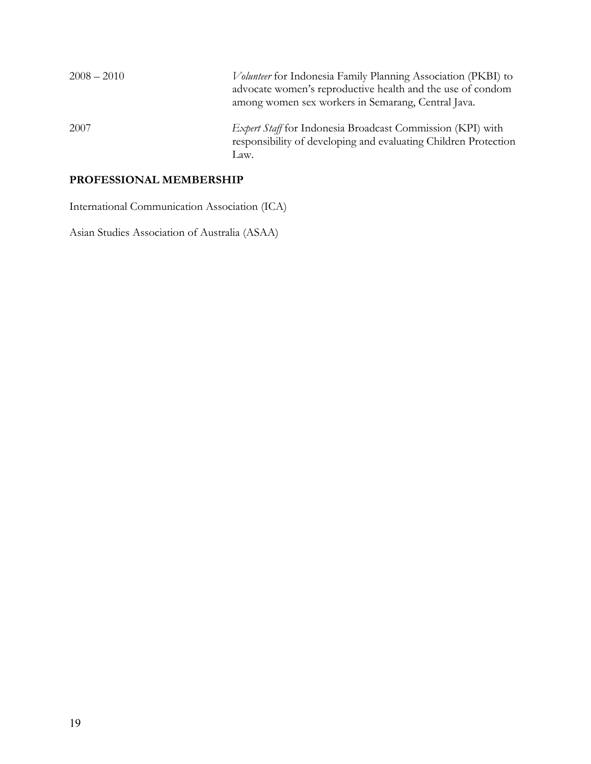2008 – 2010 *Volunteer* for Indonesia Family Planning Association (PKBI) to advocate women's reproductive health and the use of condom among women sex workers in Semarang, Central Java.

2007 *Expert Staff* for Indonesia Broadcast Commission (KPI) with responsibility of developing and evaluating Children Protection Law.

**PROFESSIONAL MEMBERSHIP**

International Communication Association (ICA)

Asian Studies Association of Australia (ASAA)